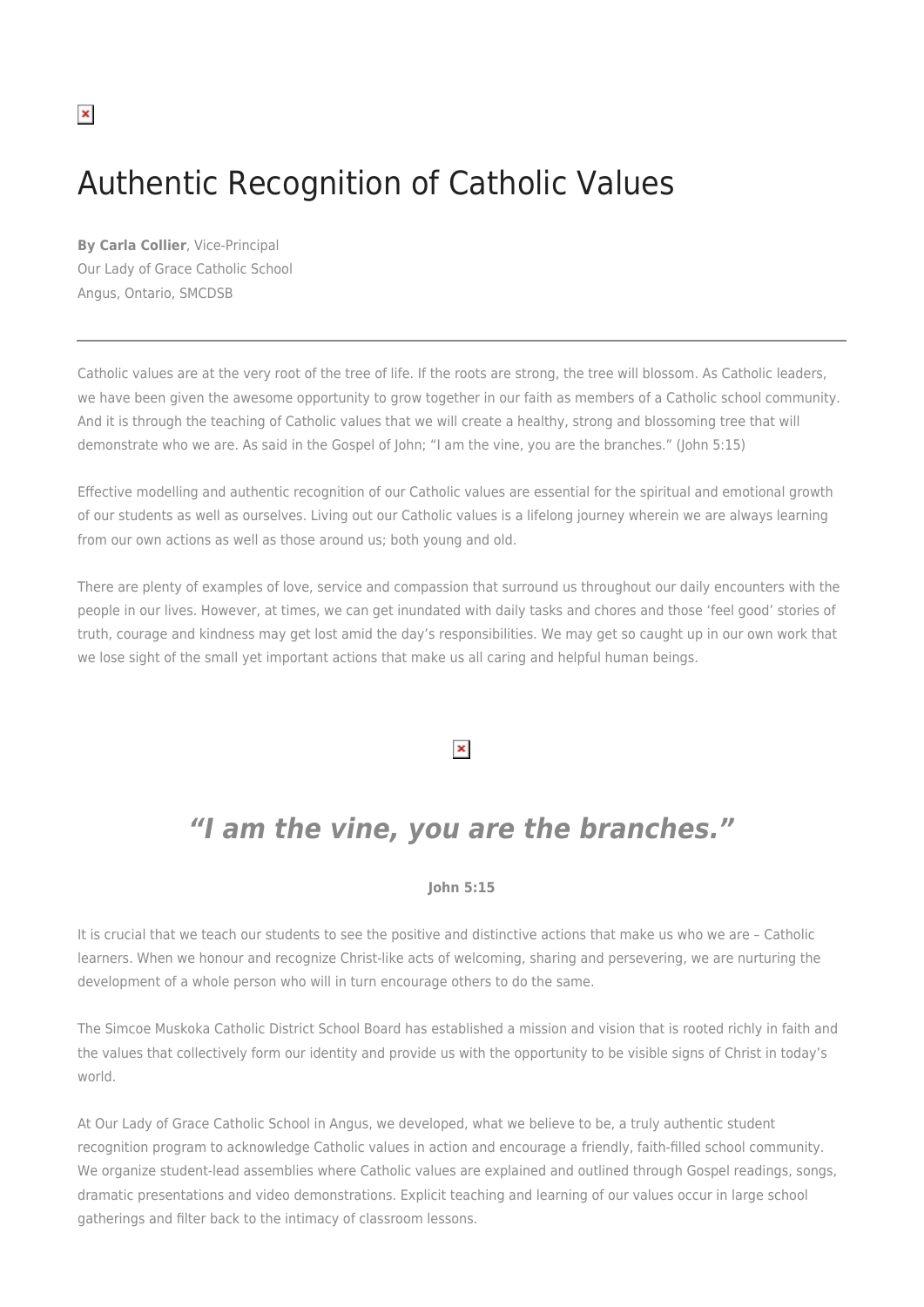# Authentic Recognition of Catholic Values

**By Carla Collier**, Vice-Principal
Our Lady of Grace Catholic School
Angus, Ontario, SMCDSB

---

Catholic values are at the very root of the tree of life. If the roots are strong, the tree will blossom. As Catholic leaders, we have been given the awesome opportunity to grow together in our faith as members of a Catholic school community. And it is through the teaching of Catholic values that we will create a healthy, strong and blossoming tree that will demonstrate who we are. As said in the Gospel of John; "I am the vine, you are the branches." (John 5:15)

Effective modelling and authentic recognition of our Catholic values are essential for the spiritual and emotional growth of our students as well as ourselves. Living out our Catholic values is a lifelong journey wherein we are always learning from our own actions as well as those around us; both young and old.

There are plenty of examples of love, service and compassion that surround us throughout our daily encounters with the people in our lives. However, at times, we can get inundated with daily tasks and chores and those 'feel good' stories of truth, courage and kindness may get lost amid the day's responsibilities. We may get so caught up in our own work that we lose sight of the small yet important actions that make us all caring and helpful human beings.

## *"I am the vine, you are the branches."*

**John 5:15**

It is crucial that we teach our students to see the positive and distinctive actions that make us who we are – Catholic learners. When we honour and recognize Christ-like acts of welcoming, sharing and persevering, we are nurturing the development of a whole person who will in turn encourage others to do the same.

The Simcoe Muskoka Catholic District School Board has established a mission and vision that is rooted richly in faith and the values that collectively form our identity and provide us with the opportunity to be visible signs of Christ in today's world.

At Our Lady of Grace Catholic School in Angus, we developed, what we believe to be, a truly authentic student recognition program to acknowledge Catholic values in action and encourage a friendly, faith-filled school community. We organize student-lead assemblies where Catholic values are explained and outlined through Gospel readings, songs, dramatic presentations and video demonstrations. Explicit teaching and learning of our values occur in large school gatherings and filter back to the intimacy of classroom lessons.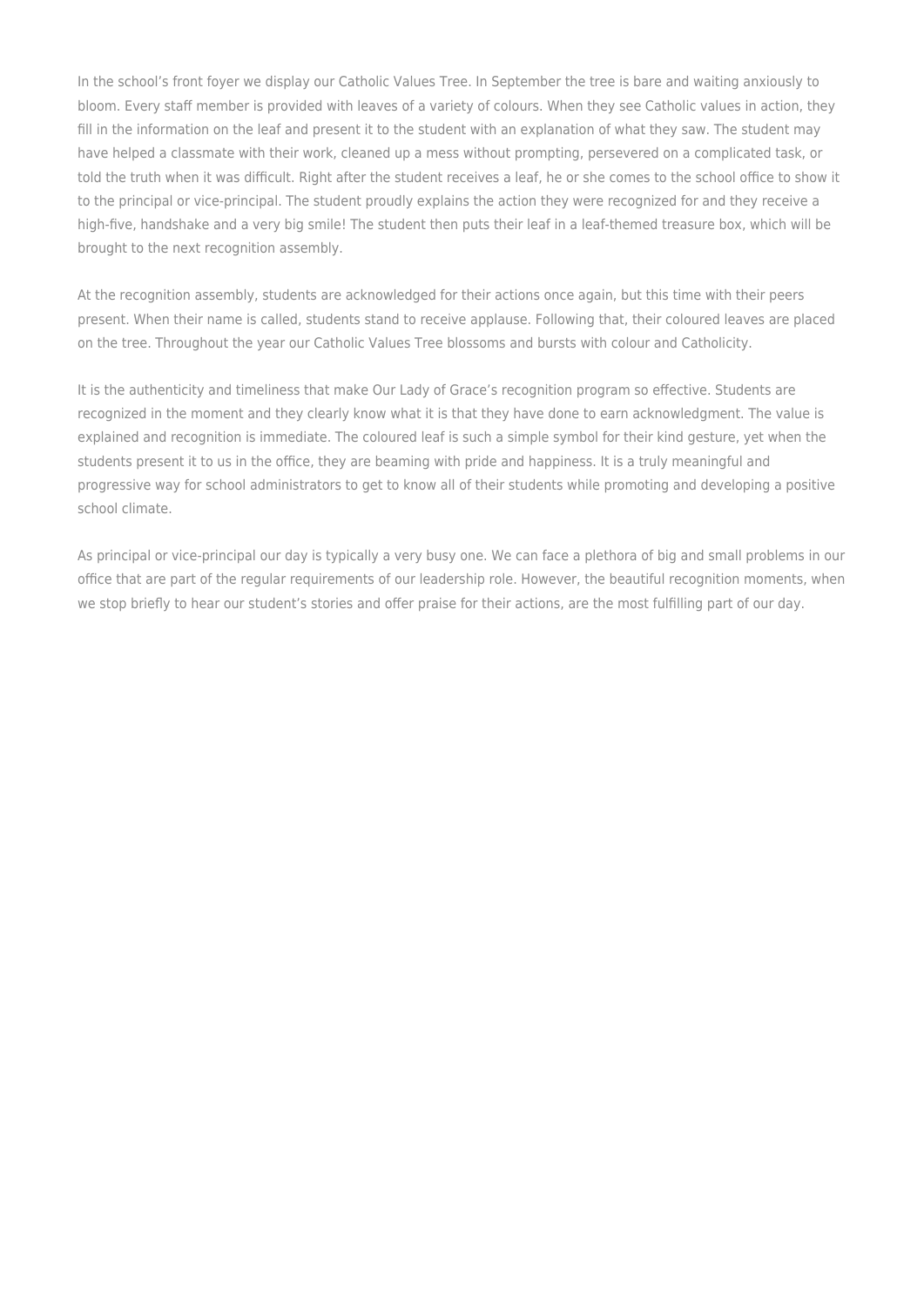In the school's front foyer we display our Catholic Values Tree. In September the tree is bare and waiting anxiously to bloom. Every staff member is provided with leaves of a variety of colours. When they see Catholic values in action, they fill in the information on the leaf and present it to the student with an explanation of what they saw. The student may have helped a classmate with their work, cleaned up a mess without prompting, persevered on a complicated task, or told the truth when it was difficult. Right after the student receives a leaf, he or she comes to the school office to show it to the principal or vice-principal. The student proudly explains the action they were recognized for and they receive a high-five, handshake and a very big smile! The student then puts their leaf in a leaf-themed treasure box, which will be brought to the next recognition assembly.

At the recognition assembly, students are acknowledged for their actions once again, but this time with their peers present. When their name is called, students stand to receive applause. Following that, their coloured leaves are placed on the tree. Throughout the year our Catholic Values Tree blossoms and bursts with colour and Catholicity.

It is the authenticity and timeliness that make Our Lady of Grace's recognition program so effective. Students are recognized in the moment and they clearly know what it is that they have done to earn acknowledgment. The value is explained and recognition is immediate. The coloured leaf is such a simple symbol for their kind gesture, yet when the students present it to us in the office, they are beaming with pride and happiness. It is a truly meaningful and progressive way for school administrators to get to know all of their students while promoting and developing a positive school climate.

As principal or vice-principal our day is typically a very busy one. We can face a plethora of big and small problems in our office that are part of the regular requirements of our leadership role. However, the beautiful recognition moments, when we stop briefly to hear our student's stories and offer praise for their actions, are the most fulfilling part of our day.